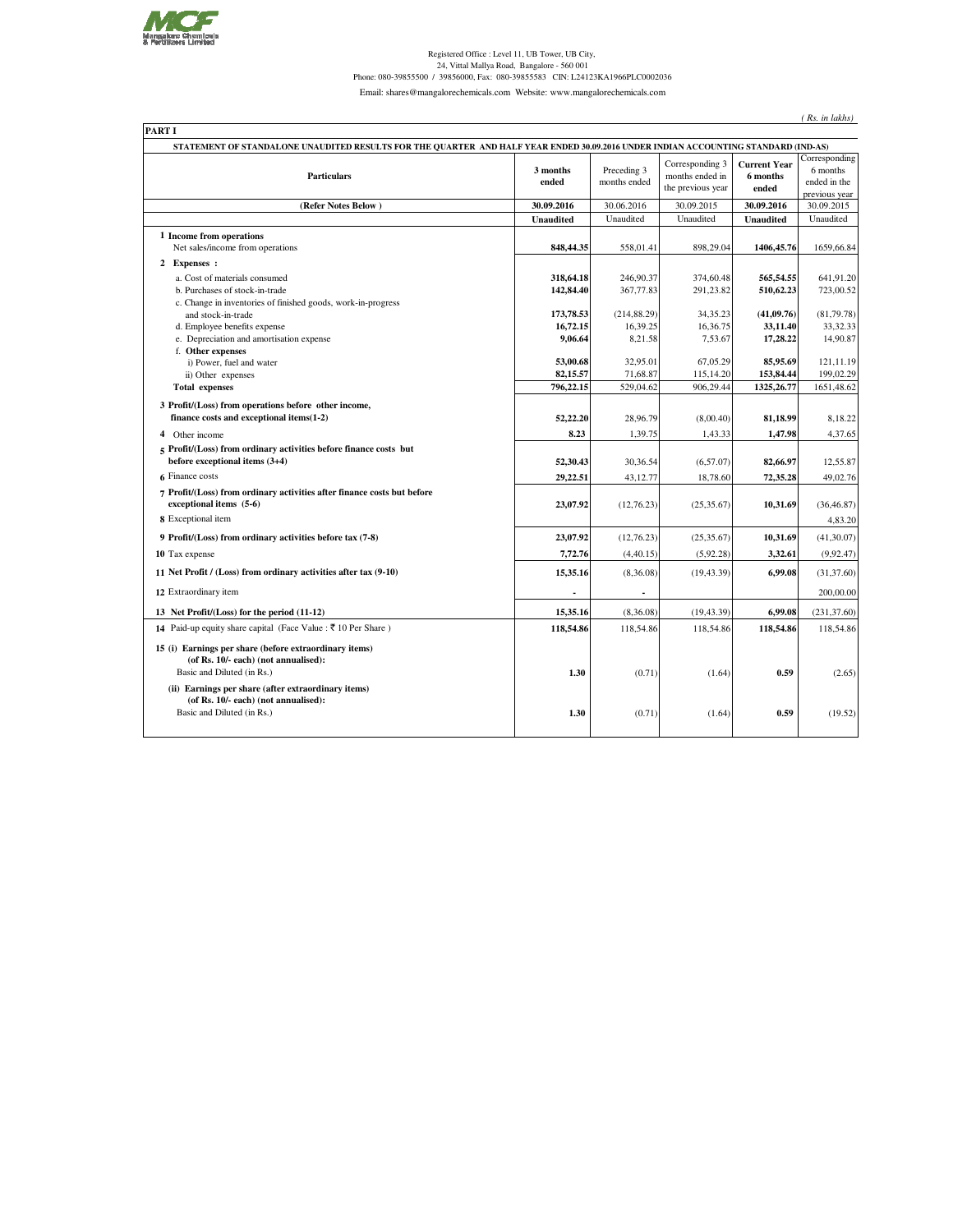Mangalore Chemicals & Fertilizers Limited

Registered Office : Level 11, UB Tower, UB City,
24, Vittal Mallya Road, Bangalore - 560 001
Phone: 080-39855500 / 39856000, Fax: 080-39855583 CIN: L24123KA1966PLC0002036

Email: shares@mangalorechemicals.com Website: www.mangalorechemicals.com

*( Rs. in lakhs)*

**PART I**

**STATEMENT OF STANDALONE UNAUDITED RESULTS FOR THE QUARTER AND HALF YEAR ENDED 30.09.2016 UNDER INDIAN ACCOUNTING STANDARD (IND-AS)**

| Particulars | 3 months ended | Preceding 3 months ended | Corresponding 3 months ended in the previous year | Current Year 6 months ended | Corresponding 6 months ended in the previous year |
|---|---|---|---|---|---|
| (Refer Notes Below ) | 30.09.2016 | 30.06.2016 | 30.09.2015 | 30.09.2016 | 30.09.2015 |
| | Unaudited | Unaudited | Unaudited | Unaudited | Unaudited |
| **1 Income from operations** | | | | | |
| Net sales/income from operations | 848,44.35 | 558,01.41 | 898,29.04 | 1406,45.76 | 1659,66.84 |
| **2 Expenses :** | | | | | |
| a. Cost of materials consumed | 318,64.18 | 246,90.37 | 374,60.48 | 565,54.55 | 641,91.20 |
| b. Purchases of stock-in-trade | 142,84.40 | 367,77.83 | 291,23.82 | 510,62.23 | 723,00.52 |
| c. Change in inventories of finished goods, work-in-progress and stock-in-trade | 173,78.53 | (214,88.29) | 34,35.23 | (41,09.76) | (81,79.78) |
| d. Employee benefits expense | 16,72.15 | 16,39.25 | 16,36.75 | 33,11.40 | 33,32.33 |
| e. Depreciation and amortisation expense | 9,06.64 | 8,21.58 | 7,53.67 | 17,28.22 | 14,90.87 |
| f. Other expenses | | | | | |
| i) Power, fuel and water | 53,00.68 | 32,95.01 | 67,05.29 | 85,95.69 | 121,11.19 |
| ii) Other expenses | 82,15.57 | 71,68.87 | 115,14.20 | 153,84.44 | 199,02.29 |
| **Total expenses** | 796,22.15 | 529,04.62 | 906,29.44 | 1325,26.77 | 1651,48.62 |
| **3 Profit/(Loss) from operations before other income, finance costs and exceptional items(1-2)** | 52,22.20 | 28,96.79 | (8,00.40) | 81,18.99 | 8,18.22 |
| 4 Other income | 8.23 | 1,39.75 | 1,43.33 | 1,47.98 | 4,37.65 |
| **5 Profit/(Loss) from ordinary activities before finance costs but before exceptional items (3+4)** | 52,30.43 | 30,36.54 | (6,57.07) | 82,66.97 | 12,55.87 |
| 6 Finance costs | 29,22.51 | 43,12.77 | 18,78.60 | 72,35.28 | 49,02.76 |
| **7 Profit/(Loss) from ordinary activities after finance costs but before exceptional items (5-6)** | 23,07.92 | (12,76.23) | (25,35.67) | 10,31.69 | (36,46.87) |
| 8 Exceptional item | | | | | 4,83.20 |
| **9 Profit/(Loss) from ordinary activities before tax (7-8)** | 23,07.92 | (12,76.23) | (25,35.67) | 10,31.69 | (41,30.07) |
| 10 Tax expense | 7,72.76 | (4,40.15) | (5,92.28) | 3,32.61 | (9,92.47) |
| **11 Net Profit / (Loss) from ordinary activities after tax (9-10)** | 15,35.16 | (8,36.08) | (19,43.39) | 6,99.08 | (31,37.60) |
| 12 Extraordinary item | - | - | | | 200,00.00 |
| **13 Net Profit/(Loss) for the period (11-12)** | 15,35.16 | (8,36.08) | (19,43.39) | 6,99.08 | (231,37.60) |
| 14 Paid-up equity share capital (Face Value : ₹ 10 Per Share ) | 118,54.86 | 118,54.86 | 118,54.86 | 118,54.86 | 118,54.86 |
| **15 (i) Earnings per share (before extraordinary items) (of Rs. 10/- each) (not annualised):** | | | | | |
| Basic and Diluted (in Rs.) | 1.30 | (0.71) | (1.64) | 0.59 | (2.65) |
| **(ii) Earnings per share (after extraordinary items) (of Rs. 10/- each) (not annualised):** | | | | | |
| Basic and Diluted (in Rs.) | 1.30 | (0.71) | (1.64) | 0.59 | (19.52) |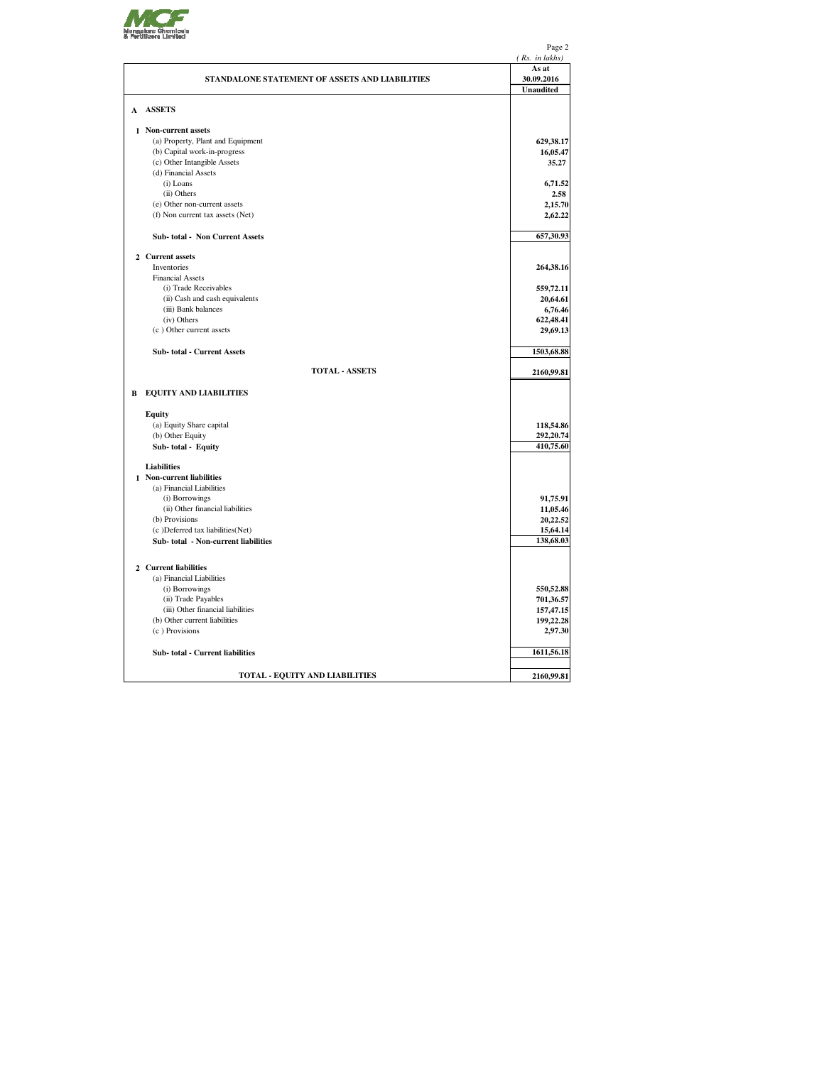(Rs. in lakhs)

| STANDALONE STATEMENT OF ASSETS AND LIABILITIES | As at 30.09.2016 Unaudited |
|---|---|
| **A ASSETS** | |
| **1 Non-current assets** | |
| (a) Property, Plant and Equipment | 629,38.17 |
| (b) Capital work-in-progress | 16,05.47 |
| (c) Other Intangible Assets | 35.27 |
| (d) Financial Assets | |
| (i) Loans | 6,71.52 |
| (ii) Others | 2.58 |
| (e) Other non-current assets | 2,15.70 |
| (f) Non current tax assets (Net) | 2,62.22 |
| **Sub- total - Non Current Assets** | 657,30.93 |
| **2 Current assets** | |
| Inventories | 264,38.16 |
| Financial Assets | |
| (i) Trade Receivables | 559,72.11 |
| (ii) Cash and cash equivalents | 20,64.61 |
| (iii) Bank balances | 6,76.46 |
| (iv) Others | 622,48.41 |
| (c ) Other current assets | 29,69.13 |
| **Sub- total - Current Assets** | 1503,68.88 |
| **TOTAL - ASSETS** | 2160,99.81 |
| **B EQUITY AND LIABILITIES** | |
| **Equity** | |
| (a) Equity Share capital | 118,54.86 |
| (b) Other Equity | 292,20.74 |
| **Sub- total - Equity** | 410,75.60 |
| **Liabilities** | |
| **1 Non-current liabilities** | |
| (a) Financial Liabilities | |
| (i) Borrowings | 91,75.91 |
| (ii) Other financial liabilities | 11,05.46 |
| (b) Provisions | 20,22.52 |
| (c )Deferred tax liabilities(Net) | 15,64.14 |
| **Sub- total - Non-current liabilities** | 138,68.03 |
| **2 Current liabilities** | |
| (a) Financial Liabilities | |
| (i) Borrowings | 550,52.88 |
| (ii) Trade Payables | 701,36.57 |
| (iii) Other financial liabilities | 157,47.15 |
| (b) Other current liabilities | 199,22.28 |
| (c ) Provisions | 2,97.30 |
| **Sub- total - Current liabilities** | 1611,56.18 |
| **TOTAL - EQUITY AND LIABILITIES** | 2160,99.81 |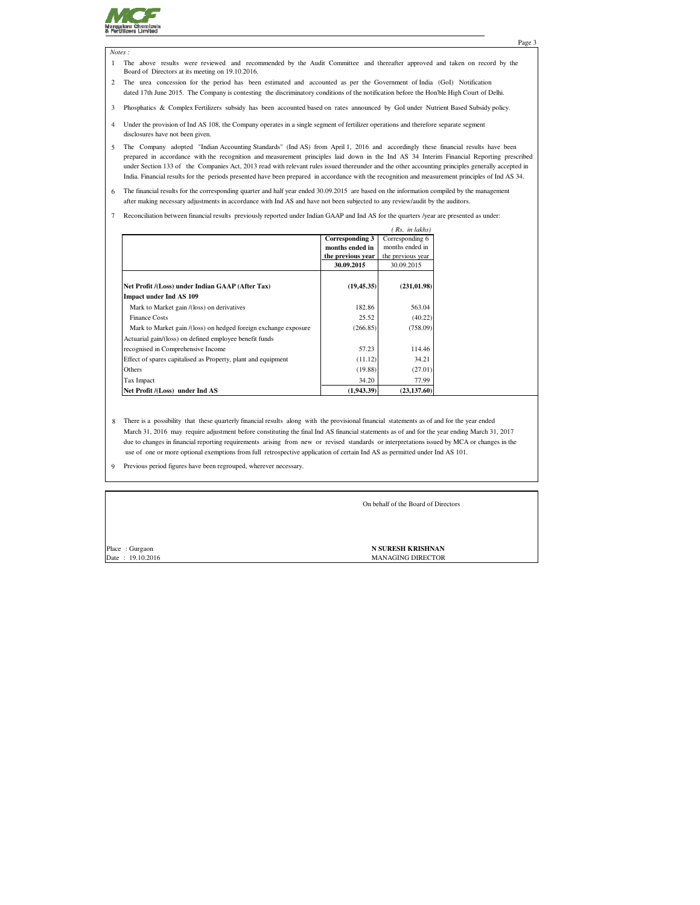*Notes :*

1. The above results were reviewed and recommended by the Audit Committee and thereafter approved and taken on record by the Board of Directors at its meeting on 19.10.2016.
2. The urea concession for the period has been estimated and accounted as per the Government of India (GoI) Notification dated 17th June 2015. The Company is contesting the discriminatory conditions of the notification before the Hon'ble High Court of Delhi.
3. Phosphatics & Complex Fertilizers subsidy has been accounted based on rates announced by GoI under Nutrient Based Subsidy policy.
4. Under the provision of Ind AS 108, the Company operates in a single segment of fertilizer operations and therefore separate segment disclosures have not been given.
5. The Company adopted "Indian Accounting Standards" (Ind AS) from April 1, 2016 and accordingly these financial results have been prepared in accordance with the recognition and measurement principles laid down in the Ind AS 34 Interim Financial Reporting prescribed under Section 133 of the Companies Act, 2013 read with relevant rules issued thereunder and the other accounting principles generally accepted in India. Financial results for the periods presented have been prepared in accordance with the recognition and measurement principles of Ind AS 34.
6. The financial results for the corresponding quarter and half year ended 30.09.2015 are based on the information compiled by the management after making necessary adjustments in accordance with Ind AS and have not been subjected to any review/audit by the auditors.
7. Reconciliation between financial results previously reported under Indian GAAP and Ind AS for the quarters /year are presented as under:

*( Rs. in lakhs)*

| | **Corresponding 3 months ended in the previous year 30.09.2015** | Corresponding 6 months ended in the previous year 30.09.2015 |
|---|---|---|
| **Net Profit /(Loss) under Indian GAAP (After Tax)** | **(19,45.35)** | **(231,01.98)** |
| **Impact under Ind AS 109** | | |
| Mark to Market gain /(loss) on derivatives | 182.86 | 563.04 |
| Finance Costs | 25.52 | (40.22) |
| Mark to Market gain /(loss) on hedged foreign exchange exposure | (266.85) | (758.09) |
| Actuarial gain/(loss) on defined employee benefit funds recognised in Comprehensive Income | 57.23 | 114.46 |
| Effect of spares capitalised as Property, plant and equipment | (11.12) | 34.21 |
| Others | (19.88) | (27.01) |
| Tax Impact | 34.20 | 77.99 |
| **Net Profit /(Loss) under Ind AS** | **(1,943.39)** | **(23,137.60)** |

8. There is a possibility that these quarterly financial results along with the provisional financial statements as of and for the year ended March 31, 2016 may require adjustment before constituting the final Ind AS financial statements as of and for the year ending March 31, 2017 due to changes in financial reporting requirements arising from new or revised standards or interpretations issued by MCA or changes in the use of one or more optional exemptions from full retrospective application of certain Ind AS as permitted under Ind AS 101.
9. Previous period figures have been regrouped, wherever necessary.

On behalf of the Board of Directors

Place : Gurgaon
Date : 19.10.2016

**N SURESH KRISHNAN**
MANAGING DIRECTOR